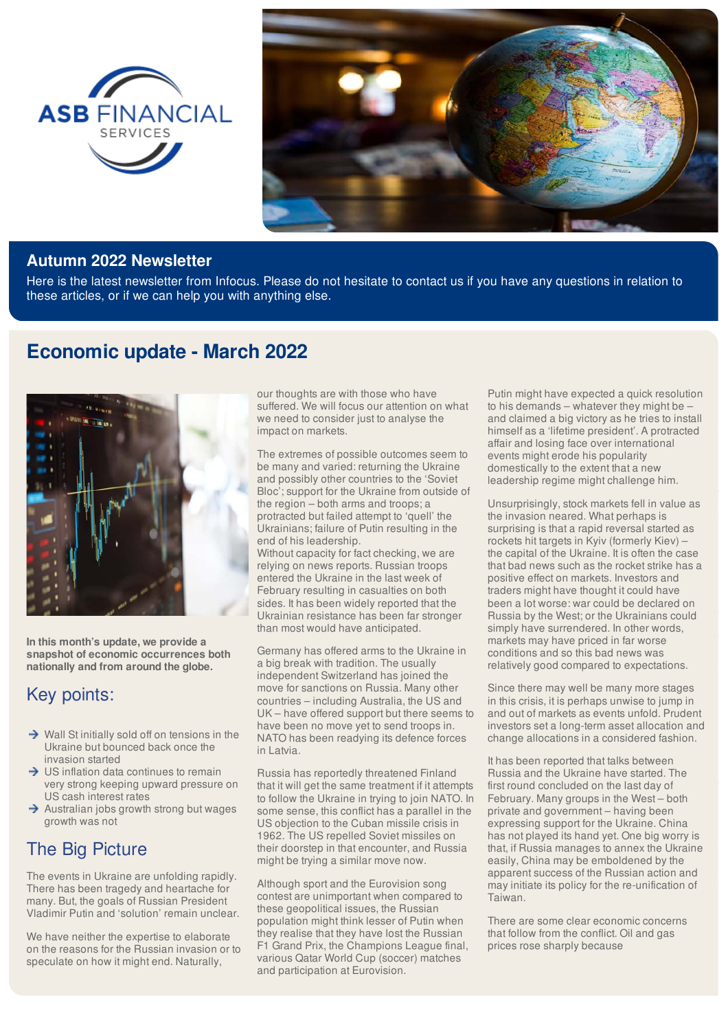ASB FINANCIAL SERVICES

## Autumn 2022 Newsletter

Here is the latest newsletter from Infocus. Please do not hesitate to contact us if you have any questions in relation to these articles, or if we can help you with anything else.

# Economic update - March 2022

**In this month's update, we provide a snapshot of economic occurrences both nationally and from around the globe.**

## Key points:

- Wall St initially sold off on tensions in the Ukraine but bounced back once the invasion started
- US inflation data continues to remain very strong keeping upward pressure on US cash interest rates
- Australian jobs growth strong but wages growth was not

## The Big Picture

The events in Ukraine are unfolding rapidly. There has been tragedy and heartache for many. But, the goals of Russian President Vladimir Putin and 'solution' remain unclear.

We have neither the expertise to elaborate on the reasons for the Russian invasion or to speculate on how it might end. Naturally, our thoughts are with those who have suffered. We will focus our attention on what we need to consider just to analyse the impact on markets.

The extremes of possible outcomes seem to be many and varied: returning the Ukraine and possibly other countries to the 'Soviet Bloc'; support for the Ukraine from outside of the region – both arms and troops; a protracted but failed attempt to 'quell' the Ukrainians; failure of Putin resulting in the end of his leadership.
Without capacity for fact checking, we are relying on news reports. Russian troops entered the Ukraine in the last week of February resulting in casualties on both sides. It has been widely reported that the Ukrainian resistance has been far stronger than most would have anticipated.

Germany has offered arms to the Ukraine in a big break with tradition. The usually independent Switzerland has joined the move for sanctions on Russia. Many other countries – including Australia, the US and UK – have offered support but there seems to have been no move yet to send troops in. NATO has been readying its defence forces in Latvia.

Russia has reportedly threatened Finland that it will get the same treatment if it attempts to follow the Ukraine in trying to join NATO. In some sense, this conflict has a parallel in the US objection to the Cuban missile crisis in 1962. The US repelled Soviet missiles on their doorstep in that encounter, and Russia might be trying a similar move now.

Although sport and the Eurovision song contest are unimportant when compared to these geopolitical issues, the Russian population might think lesser of Putin when they realise that they have lost the Russian F1 Grand Prix, the Champions League final, various Qatar World Cup (soccer) matches and participation at Eurovision.

Putin might have expected a quick resolution to his demands – whatever they might be – and claimed a big victory as he tries to install himself as a 'lifetime president'. A protracted affair and losing face over international events might erode his popularity domestically to the extent that a new leadership regime might challenge him.

Unsurprisingly, stock markets fell in value as the invasion neared. What perhaps is surprising is that a rapid reversal started as rockets hit targets in Kyiv (formerly Kiev) – the capital of the Ukraine. It is often the case that bad news such as the rocket strike has a positive effect on markets. Investors and traders might have thought it could have been a lot worse: war could be declared on Russia by the West; or the Ukrainians could simply have surrendered. In other words, markets may have priced in far worse conditions and so this bad news was relatively good compared to expectations.

Since there may well be many more stages in this crisis, it is perhaps unwise to jump in and out of markets as events unfold. Prudent investors set a long-term asset allocation and change allocations in a considered fashion.

It has been reported that talks between Russia and the Ukraine have started. The first round concluded on the last day of February. Many groups in the West – both private and government – having been expressing support for the Ukraine. China has not played its hand yet. One big worry is that, if Russia manages to annex the Ukraine easily, China may be emboldened by the apparent success of the Russian action and may initiate its policy for the re-unification of Taiwan.

There are some clear economic concerns that follow from the conflict. Oil and gas prices rose sharply because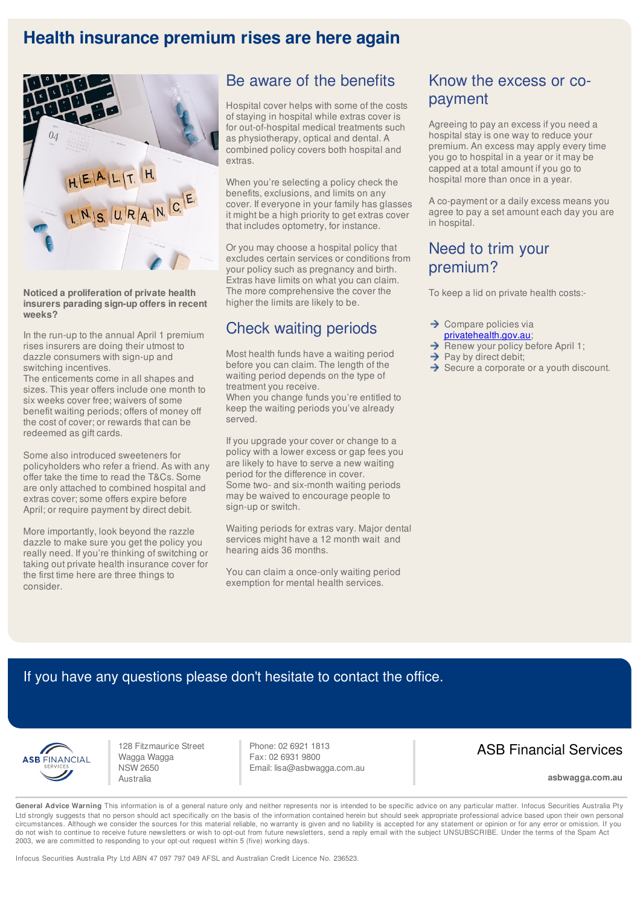# Health insurance premium rises are here again

**Noticed a proliferation of private health insurers parading sign-up offers in recent weeks?**

In the run-up to the annual April 1 premium rises insurers are doing their utmost to dazzle consumers with sign-up and switching incentives.
The enticements come in all shapes and sizes. This year offers include one month to six weeks cover free; waivers of some benefit waiting periods; offers of money off the cost of cover; or rewards that can be redeemed as gift cards.

Some also introduced sweeteners for policyholders who refer a friend. As with any offer take the time to read the T&Cs. Some are only attached to combined hospital and extras cover; some offers expire before April; or require payment by direct debit.

More importantly, look beyond the razzle dazzle to make sure you get the policy you really need. If you're thinking of switching or taking out private health insurance cover for the first time here are three things to consider.

## Be aware of the benefits

Hospital cover helps with some of the costs of staying in hospital while extras cover is for out-of-hospital medical treatments such as physiotherapy, optical and dental. A combined policy covers both hospital and extras.

When you're selecting a policy check the benefits, exclusions, and limits on any cover. If everyone in your family has glasses it might be a high priority to get extras cover that includes optometry, for instance.

Or you may choose a hospital policy that excludes certain services or conditions from your policy such as pregnancy and birth. Extras have limits on what you can claim. The more comprehensive the cover the higher the limits are likely to be.

## Check waiting periods

Most health funds have a waiting period before you can claim. The length of the waiting period depends on the type of treatment you receive.
When you change funds you're entitled to keep the waiting periods you've already served.

If you upgrade your cover or change to a policy with a lower excess or gap fees you are likely to have to serve a new waiting period for the difference in cover.
Some two- and six-month waiting periods may be waived to encourage people to sign-up or switch.

Waiting periods for extras vary. Major dental services might have a 12 month wait and hearing aids 36 months.

You can claim a once-only waiting period exemption for mental health services.

## Know the excess or co-payment

Agreeing to pay an excess if you need a hospital stay is one way to reduce your premium. An excess may apply every time you go to hospital in a year or it may be capped at a total amount if you go to hospital more than once in a year.

A co-payment or a daily excess means you agree to pay a set amount each day you are in hospital.

## Need to trim your premium?

To keep a lid on private health costs:-

- Compare policies via privatehealth.gov.au;
- Renew your policy before April 1;
- Pay by direct debit;
- Secure a corporate or a youth discount.

If you have any questions please don't hesitate to contact the office.

ASB FINANCIAL SERVICES

128 Fitzmaurice Street
Wagga Wagga
NSW 2650
Australia

Phone: 02 6921 1813
Fax: 02 6931 9800
Email: lisa@asbwagga.com.au

ASB Financial Services

asbwagga.com.au

**General Advice Warning** This information is of a general nature only and neither represents nor is intended to be specific advice on any particular matter. Infocus Securities Australia Pty Ltd strongly suggests that no person should act specifically on the basis of the information contained herein but should seek appropriate professional advice based upon their own personal circumstances. Although we consider the sources for this material reliable, no warranty is given and no liability is accepted for any statement or opinion or for any error or omission. If you do not wish to continue to receive future newsletters or wish to opt-out from future newsletters, send a reply email with the subject UNSUBSCRIBE. Under the terms of the Spam Act 2003, we are committed to responding to your opt-out request within 5 (five) working days.

Infocus Securities Australia Pty Ltd ABN 47 097 797 049 AFSL and Australian Credit Licence No. 236523.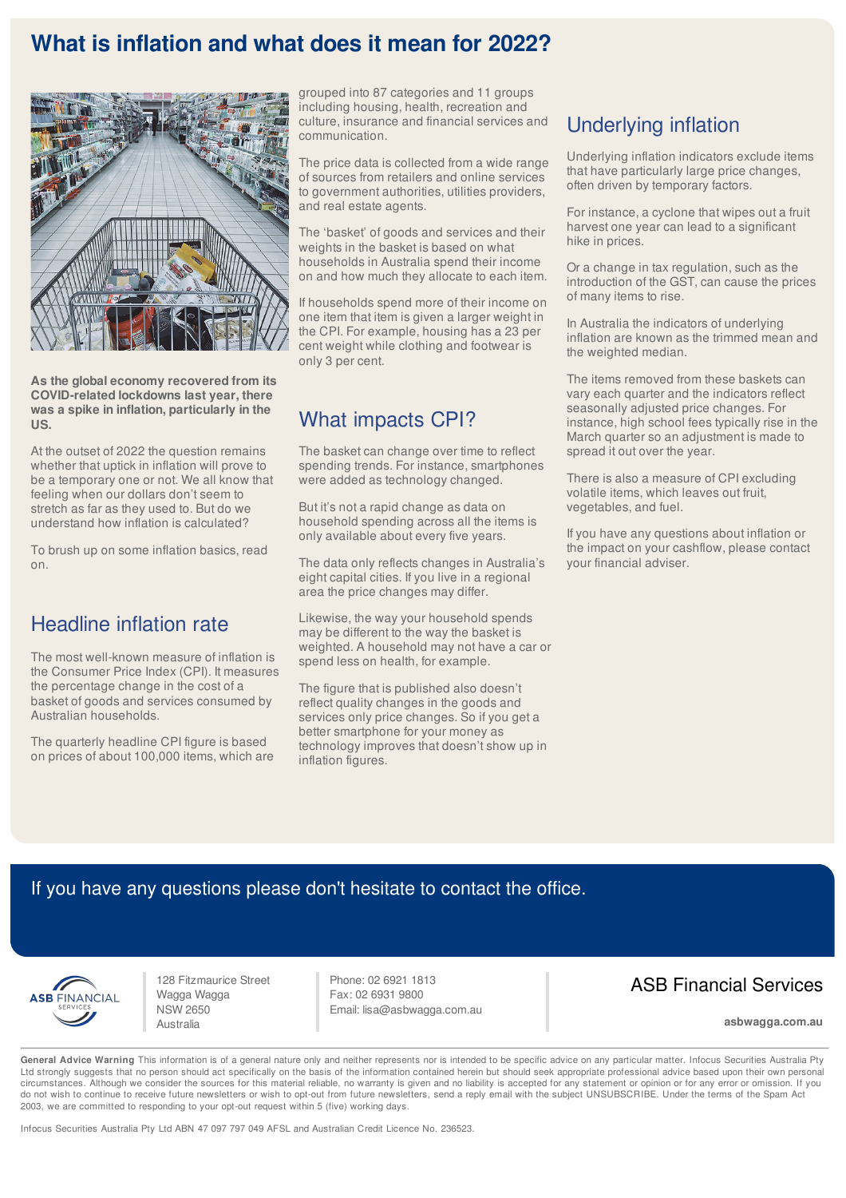# What is inflation and what does it mean for 2022?

**As the global economy recovered from its COVID-related lockdowns last year, there was a spike in inflation, particularly in the US.**

At the outset of 2022 the question remains whether that uptick in inflation will prove to be a temporary one or not. We all know that feeling when our dollars don't seem to stretch as far as they used to. But do we understand how inflation is calculated?

To brush up on some inflation basics, read on.

## Headline inflation rate

The most well-known measure of inflation is the Consumer Price Index (CPI). It measures the percentage change in the cost of a basket of goods and services consumed by Australian households.

The quarterly headline CPI figure is based on prices of about 100,000 items, which are grouped into 87 categories and 11 groups including housing, health, recreation and culture, insurance and financial services and communication.

The price data is collected from a wide range of sources from retailers and online services to government authorities, utilities providers, and real estate agents.

The 'basket' of goods and services and their weights in the basket is based on what households in Australia spend their income on and how much they allocate to each item.

If households spend more of their income on one item that item is given a larger weight in the CPI. For example, housing has a 23 per cent weight while clothing and footwear is only 3 per cent.

## What impacts CPI?

The basket can change over time to reflect spending trends. For instance, smartphones were added as technology changed.

But it's not a rapid change as data on household spending across all the items is only available about every five years.

The data only reflects changes in Australia's eight capital cities. If you live in a regional area the price changes may differ.

Likewise, the way your household spends may be different to the way the basket is weighted. A household may not have a car or spend less on health, for example.

The figure that is published also doesn't reflect quality changes in the goods and services only price changes. So if you get a better smartphone for your money as technology improves that doesn't show up in inflation figures.

## Underlying inflation

Underlying inflation indicators exclude items that have particularly large price changes, often driven by temporary factors.

For instance, a cyclone that wipes out a fruit harvest one year can lead to a significant hike in prices.

Or a change in tax regulation, such as the introduction of the GST, can cause the prices of many items to rise.

In Australia the indicators of underlying inflation are known as the trimmed mean and the weighted median.

The items removed from these baskets can vary each quarter and the indicators reflect seasonally adjusted price changes. For instance, high school fees typically rise in the March quarter so an adjustment is made to spread it out over the year.

There is also a measure of CPI excluding volatile items, which leaves out fruit, vegetables, and fuel.

If you have any questions about inflation or the impact on your cashflow, please contact your financial adviser.

If you have any questions please don't hesitate to contact the office.

128 Fitzmaurice Street
Wagga Wagga
NSW 2650
Australia

Phone: 02 6921 1813
Fax: 02 6931 9800
Email: lisa@asbwagga.com.au

ASB Financial Services

asbwagga.com.au

**General Advice Warning** This information is of a general nature only and neither represents nor is intended to be specific advice on any particular matter. Infocus Securities Australia Pty Ltd strongly suggests that no person should act specifically on the basis of the information contained herein but should seek appropriate professional advice based upon their own personal circumstances. Although we consider the sources for this material reliable, no warranty is given and no liability is accepted for any statement or opinion or for any error or omission. If you do not wish to continue to receive future newsletters or wish to opt-out from future newsletters, send a reply email with the subject UNSUBSCRIBE. Under the terms of the Spam Act 2003, we are committed to responding to your opt-out request within 5 (five) working days.

Infocus Securities Australia Pty Ltd ABN 47 097 797 049 AFSL and Australian Credit Licence No. 236523.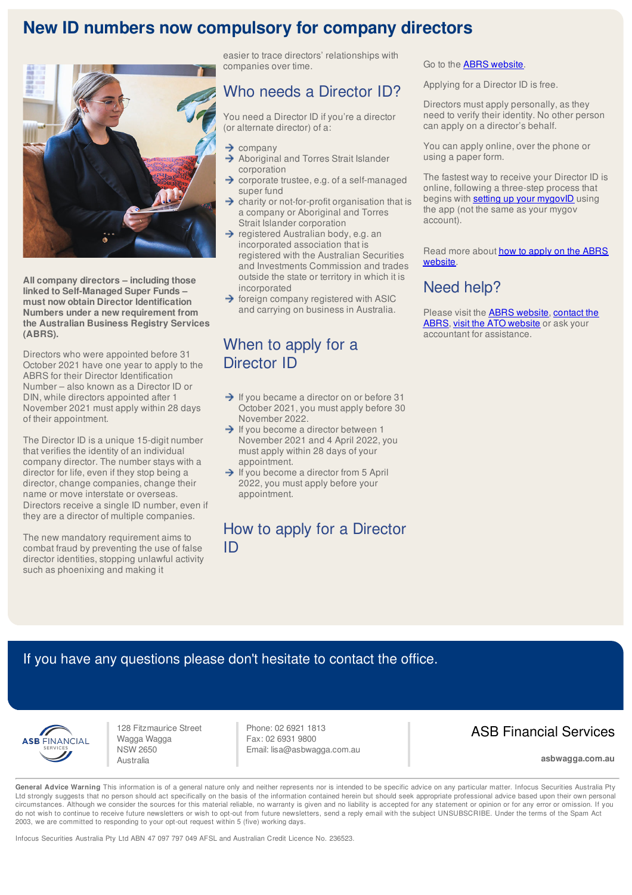# New ID numbers now compulsory for company directors

**All company directors – including those linked to Self-Managed Super Funds – must now obtain Director Identification Numbers under a new requirement from the Australian Business Registry Services (ABRS).**

Directors who were appointed before 31 October 2021 have one year to apply to the ABRS for their Director Identification Number – also known as a Director ID or DIN, while directors appointed after 1 November 2021 must apply within 28 days of their appointment.

The Director ID is a unique 15-digit number that verifies the identity of an individual company director. The number stays with a director for life, even if they stop being a director, change companies, change their name or move interstate or overseas. Directors receive a single ID number, even if they are a director of multiple companies.

The new mandatory requirement aims to combat fraud by preventing the use of false director identities, stopping unlawful activity such as phoenixing and making it easier to trace directors' relationships with companies over time.

## Who needs a Director ID?

You need a Director ID if you're a director (or alternate director) of a:

- company
- Aboriginal and Torres Strait Islander corporation
- corporate trustee, e.g. of a self-managed super fund
- charity or not-for-profit organisation that is a company or Aboriginal and Torres Strait Islander corporation
- registered Australian body, e.g. an incorporated association that is registered with the Australian Securities and Investments Commission and trades outside the state or territory in which it is incorporated
- foreign company registered with ASIC and carrying on business in Australia.

## When to apply for a Director ID

- If you became a director on or before 31 October 2021, you must apply before 30 November 2022.
- If you become a director between 1 November 2021 and 4 April 2022, you must apply within 28 days of your appointment.
- If you become a director from 5 April 2022, you must apply before your appointment.

## How to apply for a Director ID

Go to the [ABRS website](ABRS website).

Applying for a Director ID is free.

Directors must apply personally, as they need to verify their identity. No other person can apply on a director's behalf.

You can apply online, over the phone or using a paper form.

The fastest way to receive your Director ID is online, following a three-step process that begins with [setting up your mygovID](setting up your mygovID) using the app (not the same as your mygov account).

Read more about [how to apply on the ABRS website](how to apply on the ABRS website).

## Need help?

Please visit the [ABRS website](ABRS website), [contact the ABRS](contact the ABRS), [visit the ATO website](visit the ATO website) or ask your accountant for assistance.

If you have any questions please don't hesitate to contact the office.

ASB FINANCIAL SERVICES

128 Fitzmaurice Street
Wagga Wagga
NSW 2650
Australia

Phone: 02 6921 1813
Fax: 02 6931 9800
Email: lisa@asbwagga.com.au

**ASB Financial Services**

**asbwagga.com.au**

**General Advice Warning** This information is of a general nature only and neither represents nor is intended to be specific advice on any particular matter. Infocus Securities Australia Pty Ltd strongly suggests that no person should act specifically on the basis of the information contained herein but should seek appropriate professional advice based upon their own personal circumstances. Although we consider the sources for this material reliable, no warranty is given and no liability is accepted for any statement or opinion or for any error or omission. If you do not wish to continue to receive future newsletters or wish to opt-out from future newsletters, send a reply email with the subject UNSUBSCRIBE. Under the terms of the Spam Act 2003, we are committed to responding to your opt-out request within 5 (five) working days.

Infocus Securities Australia Pty Ltd ABN 47 097 797 049 AFSL and Australian Credit Licence No. 236523.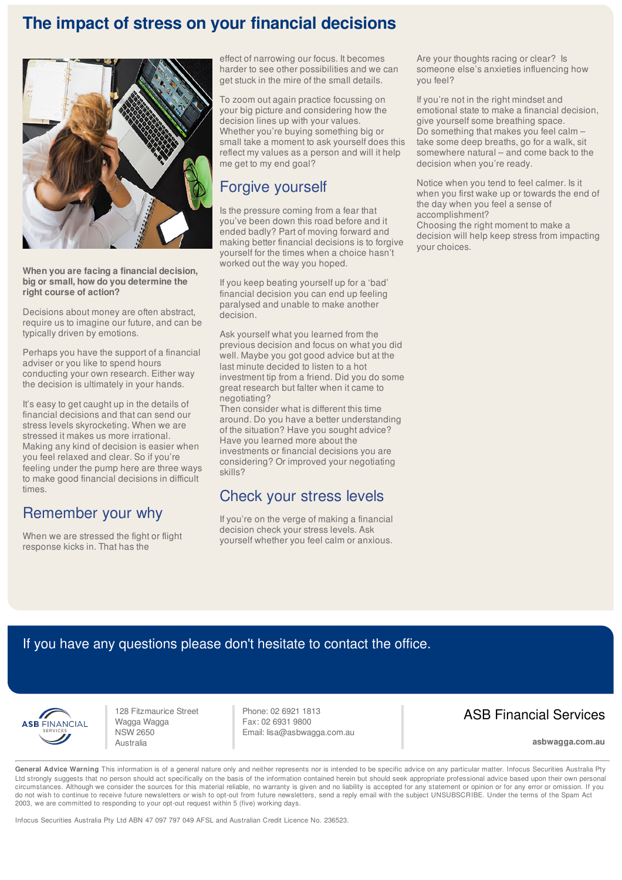# The impact of stress on your financial decisions

**When you are facing a financial decision, big or small, how do you determine the right course of action?**

Decisions about money are often abstract, require us to imagine our future, and can be typically driven by emotions.

Perhaps you have the support of a financial adviser or you like to spend hours conducting your own research. Either way the decision is ultimately in your hands.

It's easy to get caught up in the details of financial decisions and that can send our stress levels skyrocketing. When we are stressed it makes us more irrational. Making any kind of decision is easier when you feel relaxed and clear. So if you're feeling under the pump here are three ways to make good financial decisions in difficult times.

## Remember your why

When we are stressed the fight or flight response kicks in. That has the effect of narrowing our focus. It becomes harder to see other possibilities and we can get stuck in the mire of the small details.

To zoom out again practice focussing on your big picture and considering how the decision lines up with your values. Whether you're buying something big or small take a moment to ask yourself does this reflect my values as a person and will it help me get to my end goal?

## Forgive yourself

Is the pressure coming from a fear that you've been down this road before and it ended badly? Part of moving forward and making better financial decisions is to forgive yourself for the times when a choice hasn't worked out the way you hoped.

If you keep beating yourself up for a 'bad' financial decision you can end up feeling paralysed and unable to make another decision.

Ask yourself what you learned from the previous decision and focus on what you did well. Maybe you got good advice but at the last minute decided to listen to a hot investment tip from a friend. Did you do some great research but falter when it came to negotiating?
Then consider what is different this time around. Do you have a better understanding of the situation? Have you sought advice? Have you learned more about the investments or financial decisions you are considering? Or improved your negotiating skills?

## Check your stress levels

If you're on the verge of making a financial decision check your stress levels. Ask yourself whether you feel calm or anxious. Are your thoughts racing or clear? Is someone else's anxieties influencing how you feel?

If you're not in the right mindset and emotional state to make a financial decision, give yourself some breathing space. Do something that makes you feel calm – take some deep breaths, go for a walk, sit somewhere natural – and come back to the decision when you're ready.

Notice when you tend to feel calmer. Is it when you first wake up or towards the end of the day when you feel a sense of accomplishment?
Choosing the right moment to make a decision will help keep stress from impacting your choices.

If you have any questions please don't hesitate to contact the office.

ASB FINANCIAL SERVICES

128 Fitzmaurice Street
Wagga Wagga
NSW 2650
Australia

Phone: 02 6921 1813
Fax: 02 6931 9800
Email: lisa@asbwagga.com.au

ASB Financial Services

asbwagga.com.au

**General Advice Warning** This information is of a general nature only and neither represents nor is intended to be specific advice on any particular matter. Infocus Securities Australia Pty Ltd strongly suggests that no person should act specifically on the basis of the information contained herein but should seek appropriate professional advice based upon their own personal circumstances. Although we consider the sources for this material reliable, no warranty is given and no liability is accepted for any statement or opinion or for any error or omission. If you do not wish to continue to receive future newsletters or wish to opt-out from future newsletters, send a reply email with the subject UNSUBSCRIBE. Under the terms of the Spam Act 2003, we are committed to responding to your opt-out request within 5 (five) working days.

Infocus Securities Australia Pty Ltd ABN 47 097 797 049 AFSL and Australian Credit Licence No. 236523.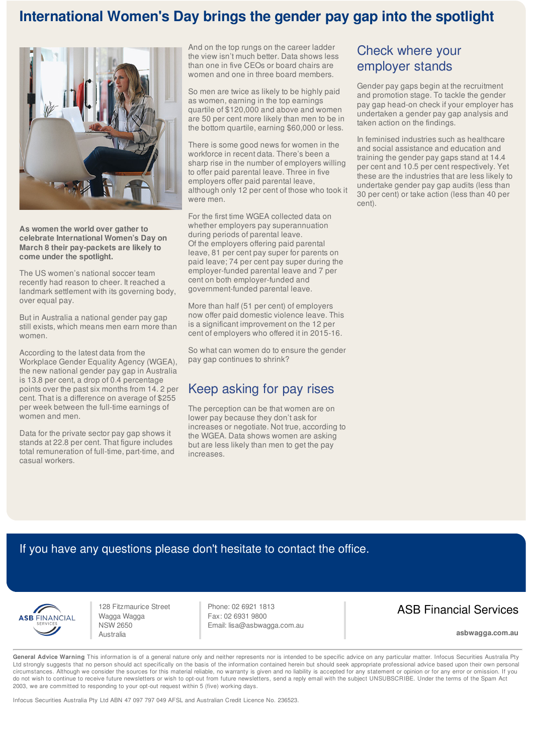# International Women's Day brings the gender pay gap into the spotlight

**As women the world over gather to celebrate International Women's Day on March 8 their pay-packets are likely to come under the spotlight.**

The US women's national soccer team recently had reason to cheer. It reached a landmark settlement with its governing body, over equal pay.

But in Australia a national gender pay gap still exists, which means men earn more than women.

According to the latest data from the Workplace Gender Equality Agency (WGEA), the new national gender pay gap in Australia is 13.8 per cent, a drop of 0.4 percentage points over the past six months from 14. 2 per cent. That is a difference on average of $255 per week between the full-time earnings of women and men.

Data for the private sector pay gap shows it stands at 22.8 per cent. That figure includes total remuneration of full-time, part-time, and casual workers.

And on the top rungs on the career ladder the view isn't much better. Data shows less than one in five CEOs or board chairs are women and one in three board members.

So men are twice as likely to be highly paid as women, earning in the top earnings quartile of $120,000 and above and women are 50 per cent more likely than men to be in the bottom quartile, earning $60,000 or less.

There is some good news for women in the workforce in recent data. There's been a sharp rise in the number of employers willing to offer paid parental leave. Three in five employers offer paid parental leave, although only 12 per cent of those who took it were men.

For the first time WGEA collected data on whether employers pay superannuation during periods of parental leave.
Of the employers offering paid parental leave, 81 per cent pay super for parents on paid leave; 74 per cent pay super during the employer-funded parental leave and 7 per cent on both employer-funded and government-funded parental leave.

More than half (51 per cent) of employers now offer paid domestic violence leave. This is a significant improvement on the 12 per cent of employers who offered it in 2015-16.

So what can women do to ensure the gender pay gap continues to shrink?

## Keep asking for pay rises

The perception can be that women are on lower pay because they don't ask for increases or negotiate. Not true, according to the WGEA. Data shows women are asking but are less likely than men to get the pay increases.

## Check where your employer stands

Gender pay gaps begin at the recruitment and promotion stage. To tackle the gender pay gap head-on check if your employer has undertaken a gender pay gap analysis and taken action on the findings.

In feminised industries such as healthcare and social assistance and education and training the gender pay gaps stand at 14.4 per cent and 10.5 per cent respectively. Yet these are the industries that are less likely to undertake gender pay gap audits (less than 30 per cent) or take action (less than 40 per cent).

If you have any questions please don't hesitate to contact the office.

ASB FINANCIAL SERVICES

128 Fitzmaurice Street
Wagga Wagga
NSW 2650
Australia

Phone: 02 6921 1813
Fax: 02 6931 9800
Email: lisa@asbwagga.com.au

ASB Financial Services

asbwagga.com.au

**General Advice Warning** This information is of a general nature only and neither represents nor is intended to be specific advice on any particular matter. Infocus Securities Australia Pty Ltd strongly suggests that no person should act specifically on the basis of the information contained herein but should seek appropriate professional advice based upon their own personal circumstances. Although we consider the sources for this material reliable, no warranty is given and no liability is accepted for any statement or opinion or for any error or omission. If you do not wish to continue to receive future newsletters or wish to opt-out from future newsletters, send a reply email with the subject UNSUBSCRIBE. Under the terms of the Spam Act 2003, we are committed to responding to your opt-out request within 5 (five) working days.

Infocus Securities Australia Pty Ltd ABN 47 097 797 049 AFSL and Australian Credit Licence No. 236523.